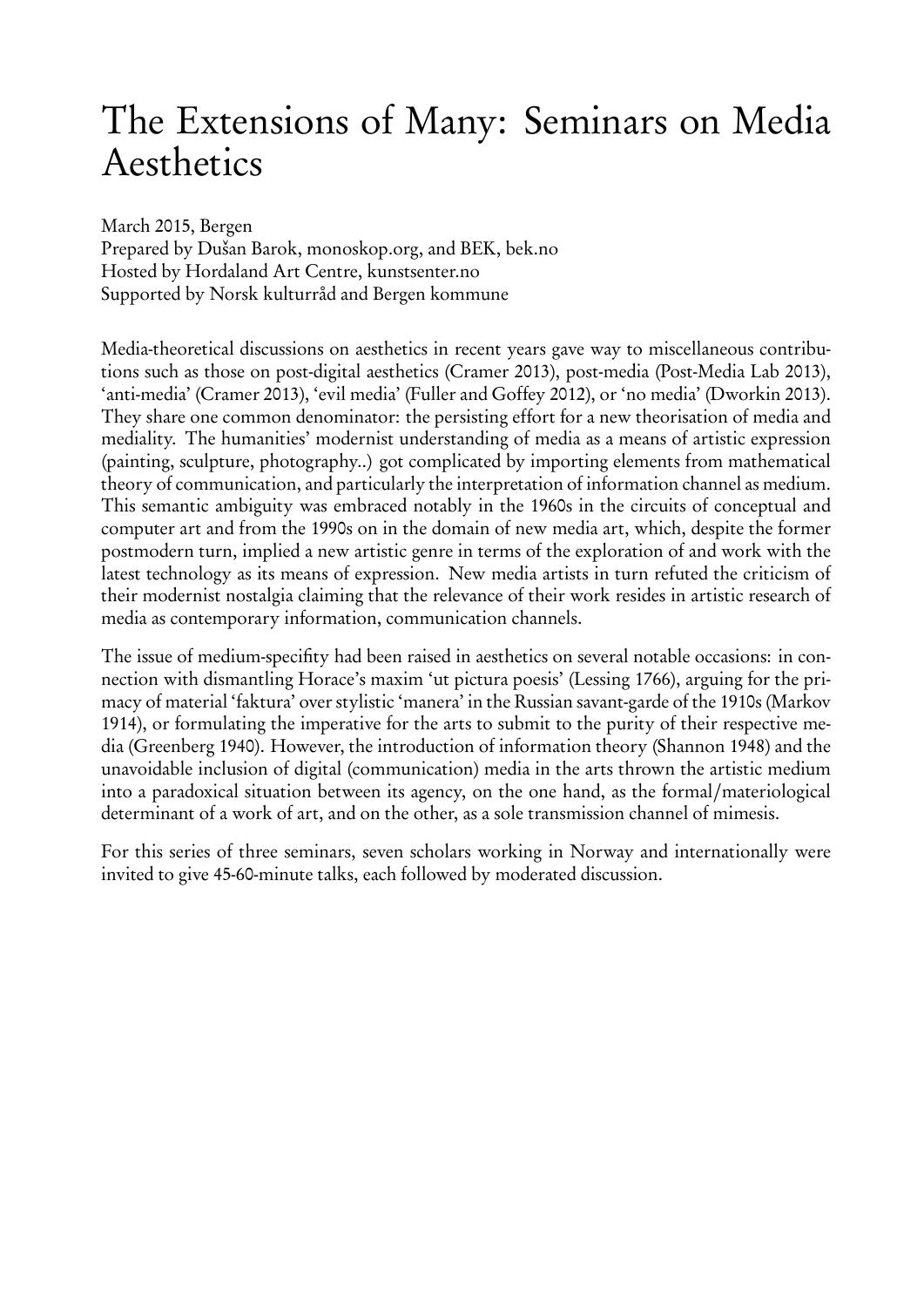# The Extensions of Many: Seminars on Media Aesthetics

March 2015, Bergen
Prepared by Dušan Barok, monoskop.org, and BEK, bek.no
Hosted by Hordaland Art Centre, kunstsenter.no
Supported by Norsk kulturråd and Bergen kommune

Media-theoretical discussions on aesthetics in recent years gave way to miscellaneous contributions such as those on post-digital aesthetics (Cramer 2013), post-media (Post-Media Lab 2013), 'anti-media' (Cramer 2013), 'evil media' (Fuller and Goffey 2012), or 'no media' (Dworkin 2013). They share one common denominator: the persisting effort for a new theorisation of media and mediality. The humanities' modernist understanding of media as a means of artistic expression (painting, sculpture, photography..) got complicated by importing elements from mathematical theory of communication, and particularly the interpretation of information channel as medium. This semantic ambiguity was embraced notably in the 1960s in the circuits of conceptual and computer art and from the 1990s on in the domain of new media art, which, despite the former postmodern turn, implied a new artistic genre in terms of the exploration of and work with the latest technology as its means of expression. New media artists in turn refuted the criticism of their modernist nostalgia claiming that the relevance of their work resides in artistic research of media as contemporary information, communication channels.

The issue of medium-specifity had been raised in aesthetics on several notable occasions: in connection with dismantling Horace's maxim 'ut pictura poesis' (Lessing 1766), arguing for the primacy of material 'faktura' over stylistic 'manera' in the Russian savant-garde of the 1910s (Markov 1914), or formulating the imperative for the arts to submit to the purity of their respective media (Greenberg 1940). However, the introduction of information theory (Shannon 1948) and the unavoidable inclusion of digital (communication) media in the arts thrown the artistic medium into a paradoxical situation between its agency, on the one hand, as the formal/materiological determinant of a work of art, and on the other, as a sole transmission channel of mimesis.

For this series of three seminars, seven scholars working in Norway and internationally were invited to give 45-60-minute talks, each followed by moderated discussion.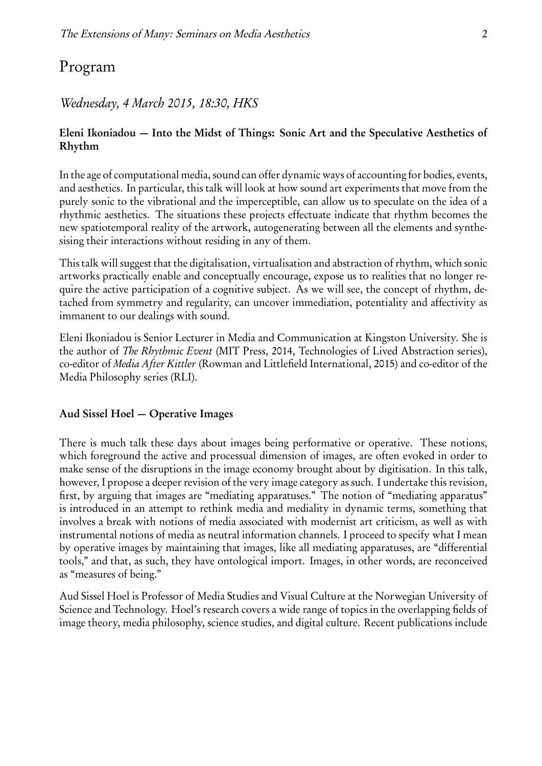# Program

## *Wednesday, 4 March 2015, 18:30, HKS*

### Eleni Ikoniadou — Into the Midst of Things: Sonic Art and the Speculative Aesthetics of Rhythm

In the age of computational media, sound can offer dynamic ways of accounting for bodies, events, and aesthetics. In particular, this talk will look at how sound art experiments that move from the purely sonic to the vibrational and the imperceptible, can allow us to speculate on the idea of a rhythmic aesthetics. The situations these projects effectuate indicate that rhythm becomes the new spatiotemporal reality of the artwork, autogenerating between all the elements and synthesising their interactions without residing in any of them.

This talk will suggest that the digitalisation, virtualisation and abstraction of rhythm, which sonic artworks practically enable and conceptually encourage, expose us to realities that no longer require the active participation of a cognitive subject. As we will see, the concept of rhythm, detached from symmetry and regularity, can uncover immediation, potentiality and affectivity as immanent to our dealings with sound.

Eleni Ikoniadou is Senior Lecturer in Media and Communication at Kingston University. She is the author of *The Rhythmic Event* (MIT Press, 2014, Technologies of Lived Abstraction series), co-editor of *Media After Kittler* (Rowman and Littlefield International, 2015) and co-editor of the Media Philosophy series (RLI).

### Aud Sissel Hoel — Operative Images

There is much talk these days about images being performative or operative. These notions, which foreground the active and processual dimension of images, are often evoked in order to make sense of the disruptions in the image economy brought about by digitisation. In this talk, however, I propose a deeper revision of the very image category as such. I undertake this revision, first, by arguing that images are "mediating apparatuses." The notion of "mediating apparatus" is introduced in an attempt to rethink media and mediality in dynamic terms, something that involves a break with notions of media associated with modernist art criticism, as well as with instrumental notions of media as neutral information channels. I proceed to specify what I mean by operative images by maintaining that images, like all mediating apparatuses, are "differential tools," and that, as such, they have ontological import. Images, in other words, are reconceived as "measures of being."

Aud Sissel Hoel is Professor of Media Studies and Visual Culture at the Norwegian University of Science and Technology. Hoel's research covers a wide range of topics in the overlapping fields of image theory, media philosophy, science studies, and digital culture. Recent publications include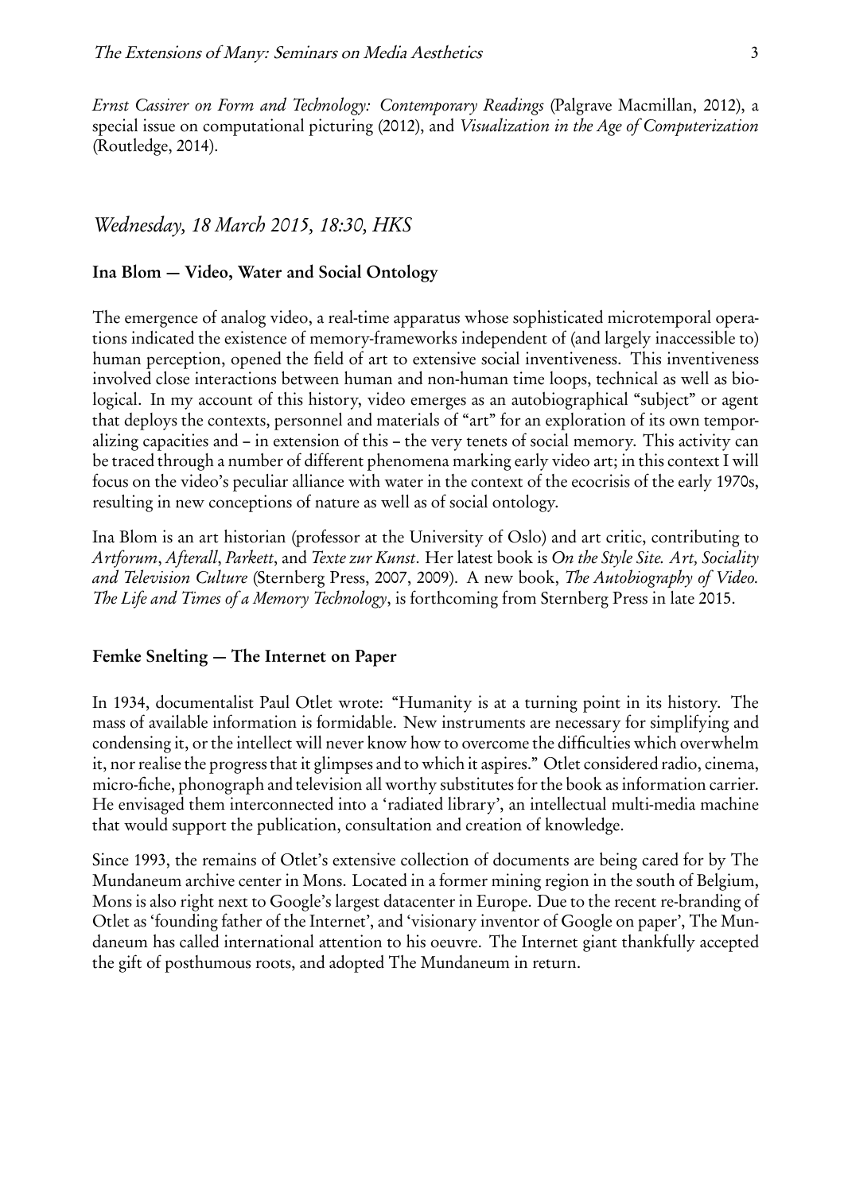*Ernst Cassirer on Form and Technology: Contemporary Readings* (Palgrave Macmillan, 2012), a special issue on computational picturing (2012), and *Visualization in the Age of Computerization* (Routledge, 2014).

## *Wednesday, 18 March 2015, 18:30, HKS*

### Ina Blom — Video, Water and Social Ontology

The emergence of analog video, a real-time apparatus whose sophisticated microtemporal operations indicated the existence of memory-frameworks independent of (and largely inaccessible to) human perception, opened the field of art to extensive social inventiveness. This inventiveness involved close interactions between human and non-human time loops, technical as well as biological. In my account of this history, video emerges as an autobiographical "subject" or agent that deploys the contexts, personnel and materials of "art" for an exploration of its own temporalizing capacities and – in extension of this – the very tenets of social memory. This activity can be traced through a number of different phenomena marking early video art; in this context I will focus on the video's peculiar alliance with water in the context of the ecocrisis of the early 1970s, resulting in new conceptions of nature as well as of social ontology.

Ina Blom is an art historian (professor at the University of Oslo) and art critic, contributing to *Artforum*, *Afterall*, *Parkett*, and *Texte zur Kunst*. Her latest book is *On the Style Site. Art, Sociality and Television Culture* (Sternberg Press, 2007, 2009). A new book, *The Autobiography of Video. The Life and Times of a Memory Technology*, is forthcoming from Sternberg Press in late 2015.

### Femke Snelting — The Internet on Paper

In 1934, documentalist Paul Otlet wrote: "Humanity is at a turning point in its history. The mass of available information is formidable. New instruments are necessary for simplifying and condensing it, or the intellect will never know how to overcome the difficulties which overwhelm it, nor realise the progress that it glimpses and to which it aspires." Otlet considered radio, cinema, micro-fiche, phonograph and television all worthy substitutes for the book as information carrier. He envisaged them interconnected into a 'radiated library', an intellectual multi-media machine that would support the publication, consultation and creation of knowledge.

Since 1993, the remains of Otlet's extensive collection of documents are being cared for by The Mundaneum archive center in Mons. Located in a former mining region in the south of Belgium, Mons is also right next to Google's largest datacenter in Europe. Due to the recent re-branding of Otlet as 'founding father of the Internet', and 'visionary inventor of Google on paper', The Mundaneum has called international attention to his oeuvre. The Internet giant thankfully accepted the gift of posthumous roots, and adopted The Mundaneum in return.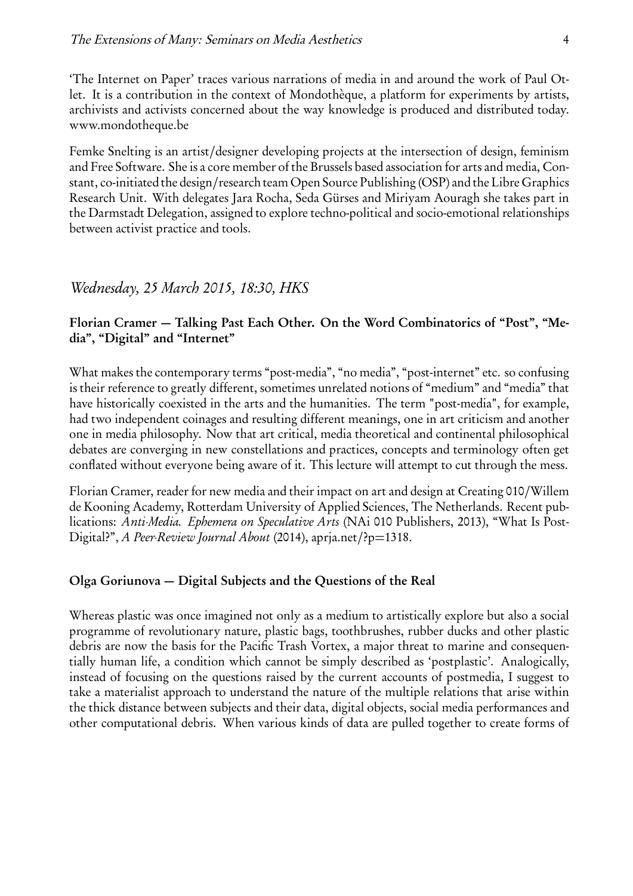'The Internet on Paper' traces various narrations of media in and around the work of Paul Otlet. It is a contribution in the context of Mondothèque, a platform for experiments by artists, archivists and activists concerned about the way knowledge is produced and distributed today. www.mondotheque.be

Femke Snelting is an artist/designer developing projects at the intersection of design, feminism and Free Software. She is a core member of the Brussels based association for arts and media, Constant, co-initiated the design/research team Open Source Publishing (OSP) and the Libre Graphics Research Unit. With delegates Jara Rocha, Seda Gürses and Miriyam Aouragh she takes part in the Darmstadt Delegation, assigned to explore techno-political and socio-emotional relationships between activist practice and tools.

## *Wednesday, 25 March 2015, 18:30, HKS*

### Florian Cramer — Talking Past Each Other. On the Word Combinatorics of "Post", "Media", "Digital" and "Internet"

What makes the contemporary terms "post-media", "no media", "post-internet" etc. so confusing is their reference to greatly different, sometimes unrelated notions of "medium" and "media" that have historically coexisted in the arts and the humanities. The term "post-media", for example, had two independent coinages and resulting different meanings, one in art criticism and another one in media philosophy. Now that art critical, media theoretical and continental philosophical debates are converging in new constellations and practices, concepts and terminology often get conflated without everyone being aware of it. This lecture will attempt to cut through the mess.

Florian Cramer, reader for new media and their impact on art and design at Creating 010/Willem de Kooning Academy, Rotterdam University of Applied Sciences, The Netherlands. Recent publications: *Anti-Media. Ephemera on Speculative Arts* (NAi 010 Publishers, 2013), "What Is Post-Digital?", *A Peer-Review Journal About* (2014), aprja.net/?p=1318.

### Olga Goriunova — Digital Subjects and the Questions of the Real

Whereas plastic was once imagined not only as a medium to artistically explore but also a social programme of revolutionary nature, plastic bags, toothbrushes, rubber ducks and other plastic debris are now the basis for the Pacific Trash Vortex, a major threat to marine and consequentially human life, a condition which cannot be simply described as 'postplastic'. Analogically, instead of focusing on the questions raised by the current accounts of postmedia, I suggest to take a materialist approach to understand the nature of the multiple relations that arise within the thick distance between subjects and their data, digital objects, social media performances and other computational debris. When various kinds of data are pulled together to create forms of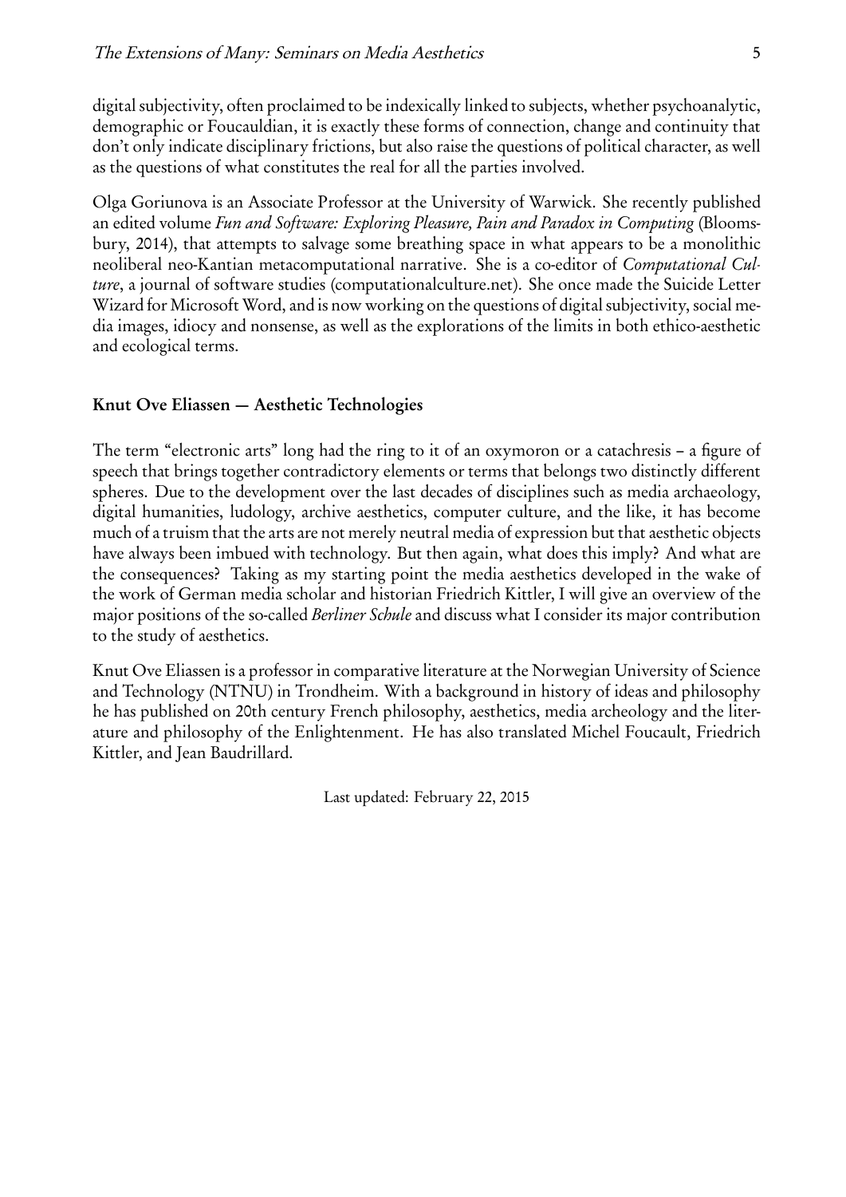digital subjectivity, often proclaimed to be indexically linked to subjects, whether psychoanalytic, demographic or Foucauldian, it is exactly these forms of connection, change and continuity that don't only indicate disciplinary frictions, but also raise the questions of political character, as well as the questions of what constitutes the real for all the parties involved.

Olga Goriunova is an Associate Professor at the University of Warwick. She recently published an edited volume *Fun and Software: Exploring Pleasure, Pain and Paradox in Computing* (Bloomsbury, 2014), that attempts to salvage some breathing space in what appears to be a monolithic neoliberal neo-Kantian metacomputational narrative. She is a co-editor of *Computational Culture*, a journal of software studies (computationalculture.net). She once made the Suicide Letter Wizard for Microsoft Word, and is now working on the questions of digital subjectivity, social media images, idiocy and nonsense, as well as the explorations of the limits in both ethico-aesthetic and ecological terms.

## Knut Ove Eliassen — Aesthetic Technologies

The term "electronic arts" long had the ring to it of an oxymoron or a catachresis – a figure of speech that brings together contradictory elements or terms that belongs two distinctly different spheres. Due to the development over the last decades of disciplines such as media archaeology, digital humanities, ludology, archive aesthetics, computer culture, and the like, it has become much of a truism that the arts are not merely neutral media of expression but that aesthetic objects have always been imbued with technology. But then again, what does this imply? And what are the consequences? Taking as my starting point the media aesthetics developed in the wake of the work of German media scholar and historian Friedrich Kittler, I will give an overview of the major positions of the so-called *Berliner Schule* and discuss what I consider its major contribution to the study of aesthetics.

Knut Ove Eliassen is a professor in comparative literature at the Norwegian University of Science and Technology (NTNU) in Trondheim. With a background in history of ideas and philosophy he has published on 20th century French philosophy, aesthetics, media archeology and the literature and philosophy of the Enlightenment. He has also translated Michel Foucault, Friedrich Kittler, and Jean Baudrillard.

Last updated: February 22, 2015